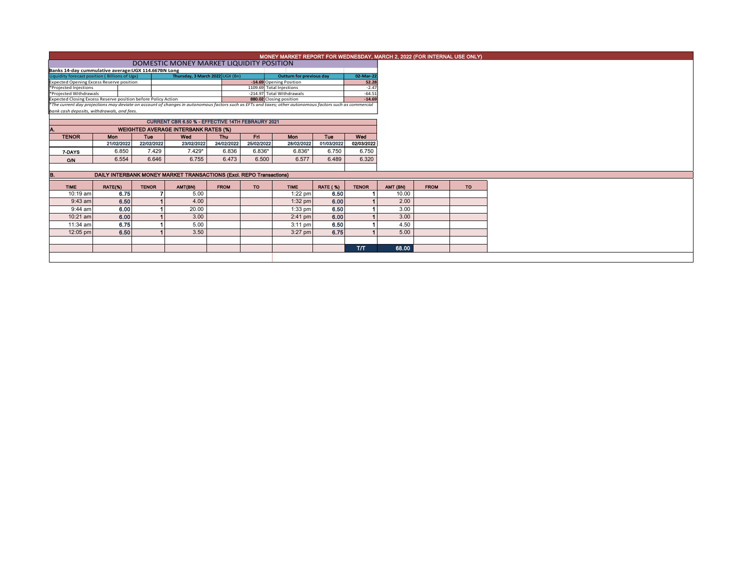# MONEY MARKET REPORT FOR WEDNESDAY, MARCH 2, 2022 (FOR INTERNAL USE ONLY)

## DOMESTIC MONEY MARKET LIQUIDITY POSITION

**Banks 14-day cummulative average:UGX 114.667BN Long**

| Liquidity forecast position ( Billions of Ugx) | Thursday, 3 March 2022 UGX (Bn) | Outturn for previous day | 02-Mar-22 |
|---|---|---|---|
| Expected Opening Excess Reserve position | -14.69 | Opening Position | 52.28 |
| *Projected Injections | 1109.69 | Total Injections | -2.47 |
| *Projected Withdrawals | -214.97 | Total Withdrawals | -64.51 |
| Expected Closing Excess Reserve position before Policy Action | 880.02 | Closing position | -14.69 |

*\*The current day projections may deviate on account of changes in autonomous factors such as EFTs and taxes; other autonomous factors such as commercial bank cash deposits, withdrawals, and fees.*

### CURRENT CBR 6.50 % - EFFECTIVE 14TH FEBRAURY 2021

### A. WEIGHTED AVERAGE INTERBANK RATES (%)

| TENOR | Mon | Tue | Wed | Thu | Fri | Mon | Tue | Wed |
|---|---|---|---|---|---|---|---|---|
| | 21/02/2022 | 22/02/2022 | 23/02/2022 | 24/02/2022 | 25/02/2022 | 28/02/2022 | 01/03/2022 | 02/03/2022 |
| 7-DAYS | 6.850 | 7.429 | 7.429* | 6.836 | 6.836* | 6.836* | 6.750 | 6.750 |
| O/N | 6.554 | 6.646 | 6.755 | 6.473 | 6.500 | 6.577 | 6.489 | 6.320 |

### B. DAILY INTERBANK MONEY MARKET TRANSACTIONS (Excl. REPO Transactions)

| TIME | RATE(%) | TENOR | AMT(BN) | FROM | TO | TIME | RATE ( %) | TENOR | AMT (BN) | FROM | TO |
|---|---|---|---|---|---|---|---|---|---|---|---|
| 10:19 am | 6.75 | 7 | 5.00 | | | 1:22 pm | 6.50 | 1 | 10.00 | | |
| 9:43 am | 6.50 | 1 | 4.00 | | | 1:32 pm | 6.00 | 1 | 2.00 | | |
| 9:44 am | 6.00 | 1 | 20.00 | | | 1:33 pm | 6.50 | 1 | 3.00 | | |
| 10:21 am | 6.00 | 1 | 3.00 | | | 2:41 pm | 6.00 | 1 | 3.00 | | |
| 11:34 am | 6.75 | 1 | 5.00 | | | 3:11 pm | 6.50 | 1 | 4.50 | | |
| 12:05 pm | 6.50 | 1 | 3.50 | | | 3:27 pm | 6.75 | 1 | 5.00 | | |
| | | | | | | | | T/T | 68.00 | | |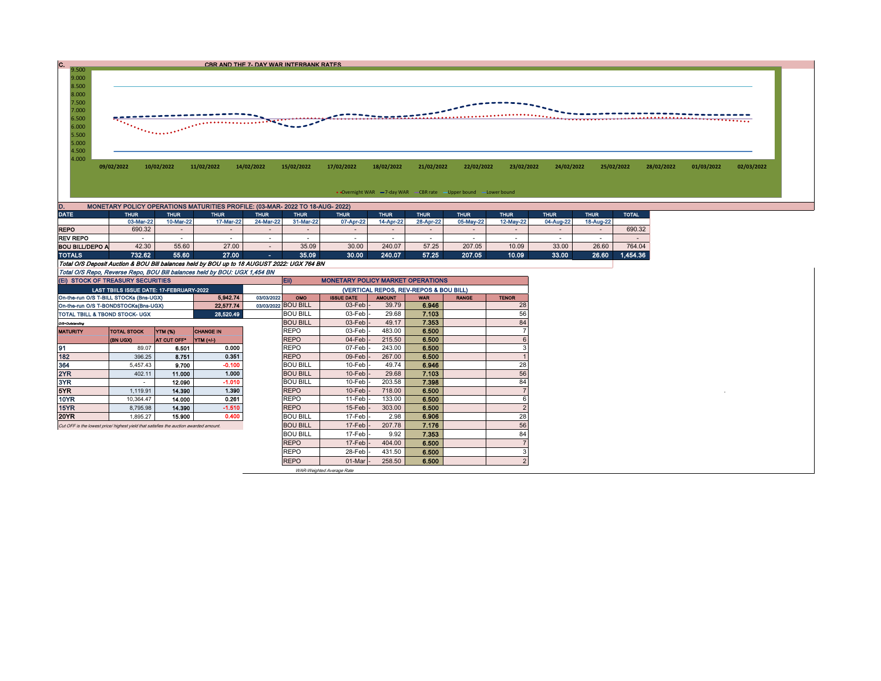## C. CBR AND THE 7- DAY WAR INTERBANK RATES

9.500
9.000
8.500
8.000
7.500
7.000
6.500
6.000
5.500
5.000
4.500
4.000

09/02/2022 10/02/2022 11/02/2022 14/02/2022 15/02/2022 17/02/2022 18/02/2022 21/02/2022 22/02/2022 23/02/2022 24/02/2022 25/02/2022 28/02/2022 01/03/2022 02/03/2022

Overnight WAR — 7-day WAR — CBR rate — Upper bound — Lower bound

## D. MONETARY POLICY OPERATIONS MATURITIES PROFILE: (03-MAR- 2022 TO 18-AUG- 2022)

| DATE | THUR | THUR | THUR | THUR | THUR | THUR | THUR | THUR | THUR | THUR | THUR | THUR | TOTAL |
|---|---|---|---|---|---|---|---|---|---|---|---|---|---|
| | 03-Mar-22 | 10-Mar-22 | 17-Mar-22 | 24-Mar-22 | 31-Mar-22 | 07-Apr-22 | 14-Apr-22 | 28-Apr-22 | 05-May-22 | 12-May-22 | 04-Aug-22 | 18-Aug-22 | |
| REPO | 690.32 | - | - | - | - | - | - | - | - | - | - | - | 690.32 |
| REV REPO | - | - | - | - | - | - | - | - | - | - | - | - | - |
| BOU BILL/DEPO A | 42.30 | 55.60 | 27.00 | - | 35.09 | 30.00 | 240.07 | 57.25 | 207.05 | 10.09 | 33.00 | 26.60 | 764.04 |
| TOTALS | 732.62 | 55.60 | 27.00 | - | 35.09 | 30.00 | 240.07 | 57.25 | 207.05 | 10.09 | 33.00 | 26.60 | 1,454.36 |

*Total O/S Deposit Auction & BOU Bill balances held by BOU up to 18 AUGUST 2022: UGX 764 BN*

*Total O/S Repo, Reverse Repo, BOU Bill balances held by BOU: UGX 1,454 BN*

## (Ei) STOCK OF TREASURY SECURITIES

| LAST TBIILS ISSUE DATE: 17-FEBRUARY-2022 | | | |
|---|---|---|---|
| On-the-run O/S T-BILL STOCKs (Bns-UGX) | | 5,942.74 | 03/03/2022 |
| On-the-run O/S T-BONDSTOCKs(Bns-UGX) | | 22,577.74 | 03/03/2022 |
| TOTAL TBILL & TBOND STOCK- UGX | | 28,520.49 | |

O/S=Outstanding

| MATURITY | TOTAL STOCK (BN UGX) | YTM (%) AT CUT OFF* | CHANGE IN YTM (+/-) |
|---|---|---|---|
| 91 | 89.07 | 6.501 | 0.000 |
| 182 | 396.25 | 8.751 | 0.351 |
| 364 | 5,457.43 | 9.700 | -0.100 |
| 2YR | 402.11 | 11.000 | 1.000 |
| 3YR | - | 12.090 | -1.010 |
| 5YR | 1,119.91 | 14.390 | 1.390 |
| 10YR | 10,364.47 | 14.000 | 0.261 |
| 15YR | 8,795.98 | 14.390 | -1.510 |
| 20YR | 1,895.27 | 15.900 | 0.400 |

*Cut OFF is the lowest price/ highest yield that satisfies the auction awarded amount.*

## Eii) MONETARY POLICY MARKET OPERATIONS

(VERTICAL REPOS, REV-REPOS & BOU BILL)

| OMO | ISSUE DATE | AMOUNT | WAR | RANGE | TENOR |
|---|---|---|---|---|---|
| BOU BILL | 03-Feb | 39.79 | 6.946 | | 28 |
| BOU BILL | 03-Feb | 29.68 | 7.103 | | 56 |
| BOU BILL | 03-Feb | 49.17 | 7.353 | | 84 |
| REPO | 03-Feb | 483.00 | 6.500 | | 7 |
| REPO | 04-Feb | 215.50 | 6.500 | | 6 |
| REPO | 07-Feb | 243.00 | 6.500 | | 3 |
| REPO | 09-Feb | 267.00 | 6.500 | | 1 |
| BOU BILL | 10-Feb | 49.74 | 6.946 | | 28 |
| BOU BILL | 10-Feb | 29.68 | 7.103 | | 56 |
| BOU BILL | 10-Feb | 203.58 | 7.398 | | 84 |
| REPO | 10-Feb | 718.00 | 6.500 | | 7 |
| REPO | 11-Feb | 133.00 | 6.500 | | 6 |
| REPO | 15-Feb | 303.00 | 6.500 | | 2 |
| BOU BILL | 17-Feb | 2.98 | 6.906 | | 28 |
| BOU BILL | 17-Feb | 207.78 | 7.176 | | 56 |
| BOU BILL | 17-Feb | 9.92 | 7.353 | | 84 |
| REPO | 17-Feb | 404.00 | 6.500 | | 7 |
| REPO | 28-Feb | 431.50 | 6.500 | | 3 |
| REPO | 01-Mar | 258.50 | 6.500 | | 2 |

*WAR-Weighted Average Rate*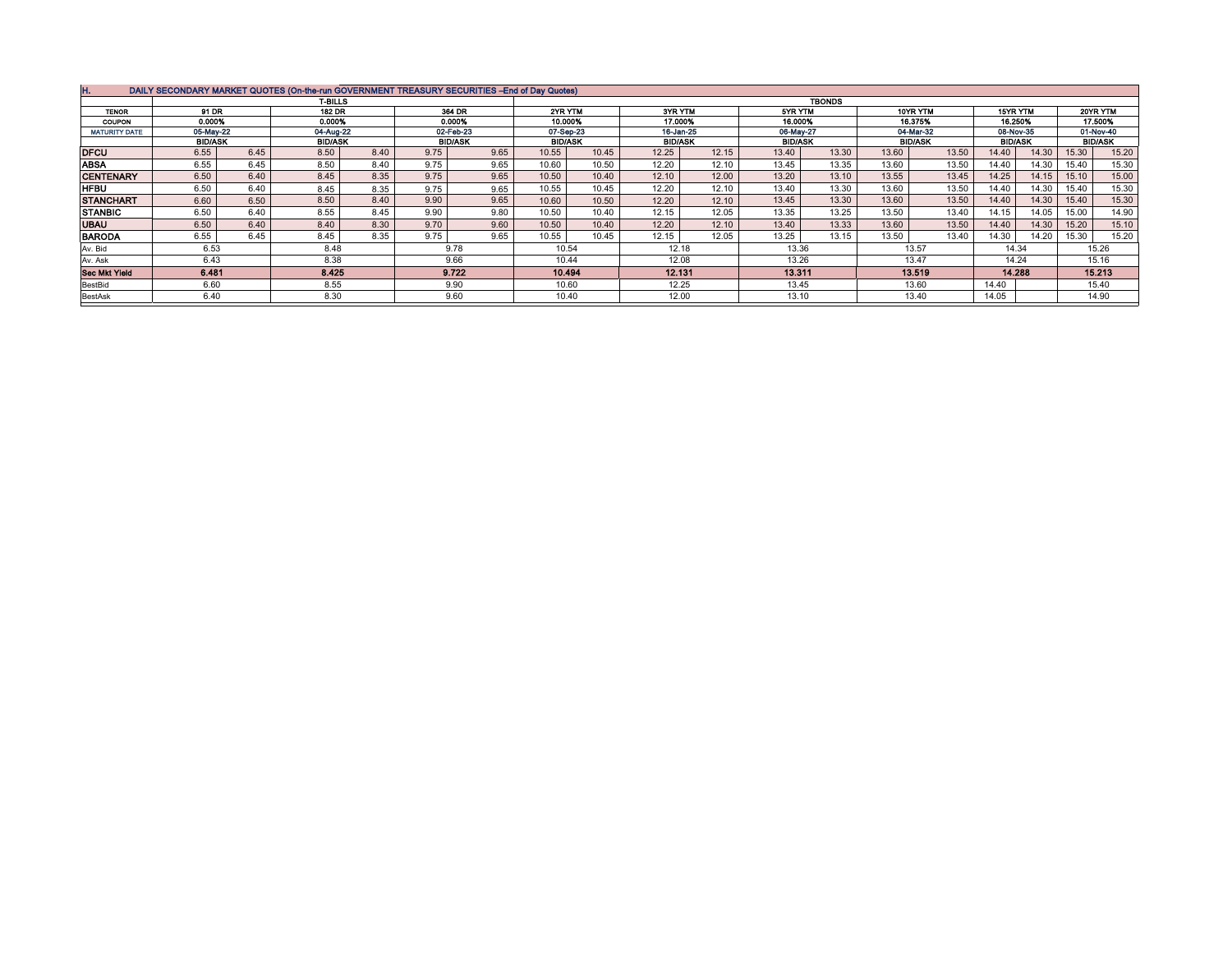| H. | DAILY SECONDARY MARKET QUOTES (On-the-run GOVERNMENT TREASURY SECURITIES –End of Day Quotes) | | | | | | | | | | | | | | | | | |
|---|---|---|---|---|---|---|---|---|---|---|---|---|---|---|---|---|---|---|
| | T-BILLS | | | | | | TBONDS | | | | | | | | | | | |
| TENOR | 91 DR | | 182 DR | | 364 DR | | 2YR YTM | | 3YR YTM | | 5YR YTM | | 10YR YTM | | 15YR YTM | | 20YR YTM | |
| COUPON | 0.000% | | 0.000% | | 0.000% | | 10.000% | | 17.000% | | 16.000% | | 16.375% | | 16.250% | | 17.500% | |
| MATURITY DATE | 05-May-22 | | 04-Aug-22 | | 02-Feb-23 | | 07-Sep-23 | | 16-Jan-25 | | 06-May-27 | | 04-Mar-32 | | 08-Nov-35 | | 01-Nov-40 | |
| | BID/ASK | | BID/ASK | | BID/ASK | | BID/ASK | | BID/ASK | | BID/ASK | | BID/ASK | | BID/ASK | | BID/ASK | |
| DFCU | 6.55 | 6.45 | 8.50 | 8.40 | 9.75 | 9.65 | 10.55 | 10.45 | 12.25 | 12.15 | 13.40 | 13.30 | 13.60 | 13.50 | 14.40 | 14.30 | 15.30 | 15.20 |
| ABSA | 6.55 | 6.45 | 8.50 | 8.40 | 9.75 | 9.65 | 10.60 | 10.50 | 12.20 | 12.10 | 13.45 | 13.35 | 13.60 | 13.50 | 14.40 | 14.30 | 15.40 | 15.30 |
| CENTENARY | 6.50 | 6.40 | 8.45 | 8.35 | 9.75 | 9.65 | 10.50 | 10.40 | 12.10 | 12.00 | 13.20 | 13.10 | 13.55 | 13.45 | 14.25 | 14.15 | 15.10 | 15.00 |
| HFBU | 6.50 | 6.40 | 8.45 | 8.35 | 9.75 | 9.65 | 10.55 | 10.45 | 12.20 | 12.10 | 13.40 | 13.30 | 13.60 | 13.50 | 14.40 | 14.30 | 15.40 | 15.30 |
| STANCHART | 6.60 | 6.50 | 8.50 | 8.40 | 9.90 | 9.65 | 10.60 | 10.50 | 12.20 | 12.10 | 13.45 | 13.30 | 13.60 | 13.50 | 14.40 | 14.30 | 15.40 | 15.30 |
| STANBIC | 6.50 | 6.40 | 8.55 | 8.45 | 9.90 | 9.80 | 10.50 | 10.40 | 12.15 | 12.05 | 13.35 | 13.25 | 13.50 | 13.40 | 14.15 | 14.05 | 15.00 | 14.90 |
| UBAU | 6.50 | 6.40 | 8.40 | 8.30 | 9.70 | 9.60 | 10.50 | 10.40 | 12.20 | 12.10 | 13.40 | 13.33 | 13.60 | 13.50 | 14.40 | 14.30 | 15.20 | 15.10 |
| BARODA | 6.55 | 6.45 | 8.45 | 8.35 | 9.75 | 9.65 | 10.55 | 10.45 | 12.15 | 12.05 | 13.25 | 13.15 | 13.50 | 13.40 | 14.30 | 14.20 | 15.30 | 15.20 |
| Av. Bid | 6.53 | | 8.48 | | 9.78 | | 10.54 | | 12.18 | | 13.36 | | 13.57 | | 14.34 | | 15.26 | |
| Av. Ask | 6.43 | | 8.38 | | 9.66 | | 10.44 | | 12.08 | | 13.26 | | 13.47 | | 14.24 | | 15.16 | |
| Sec Mkt Yield | 6.481 | | 8.425 | | 9.722 | | 10.494 | | 12.131 | | 13.311 | | 13.519 | | 14.288 | | 15.213 | |
| BestBid | 6.60 | | 8.55 | | 9.90 | | 10.60 | | 12.25 | | 13.45 | | 13.60 | | 14.40 | | 15.40 | |
| BestAsk | 6.40 | | 8.30 | | 9.60 | | 10.40 | | 12.00 | | 13.10 | | 13.40 | | 14.05 | | 14.90 | |